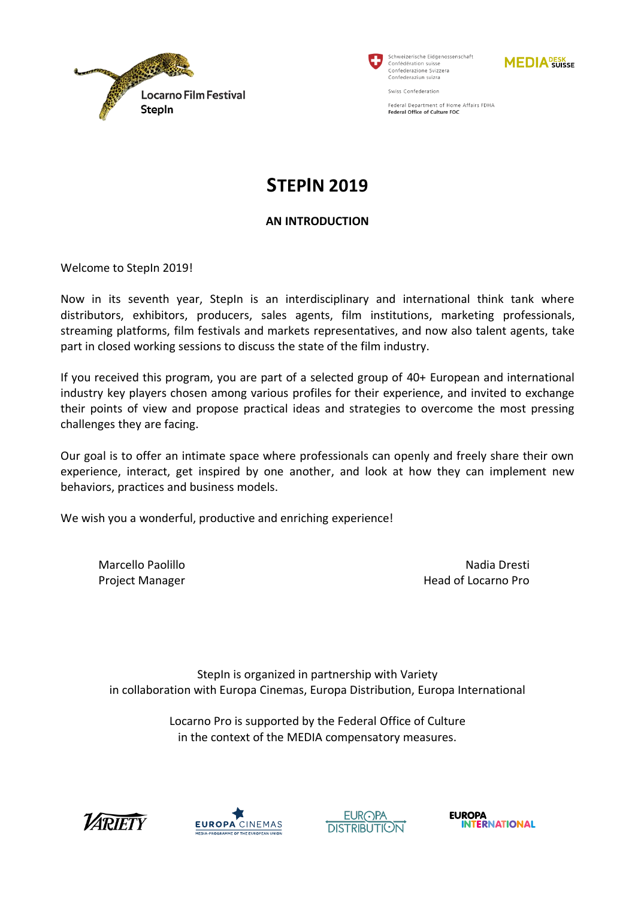# STEPIN 2019

## AN INTRODUCTION

Welcome to StepIn 2019!

Now in its seventh year, StepIn is an interdisciplinary and international think tank where distributors, exhibitors, producers, sales agents, film institutions, marketing professionals, streaming platforms, film festivals and markets representatives, and now also talent agents, take part in closed working sessions to discuss the state of the film industry.

If you received this program, you are part of a selected group of 40+ European and international industry key players chosen among various profiles for their experience, and invited to exchange their points of view and propose practical ideas and strategies to overcome the most pressing challenges they are facing.

Our goal is to offer an intimate space where professionals can openly and freely share their own experience, interact, get inspired by one another, and look at how they can implement new behaviors, practices and business models.

We wish you a wonderful, productive and enriching experience!

Marcello Paolillo
Project Manager

Nadia Dresti
Head of Locarno Pro

StepIn is organized in partnership with Variety
in collaboration with Europa Cinemas, Europa Distribution, Europa International

Locarno Pro is supported by the Federal Office of Culture
in the context of the MEDIA compensatory measures.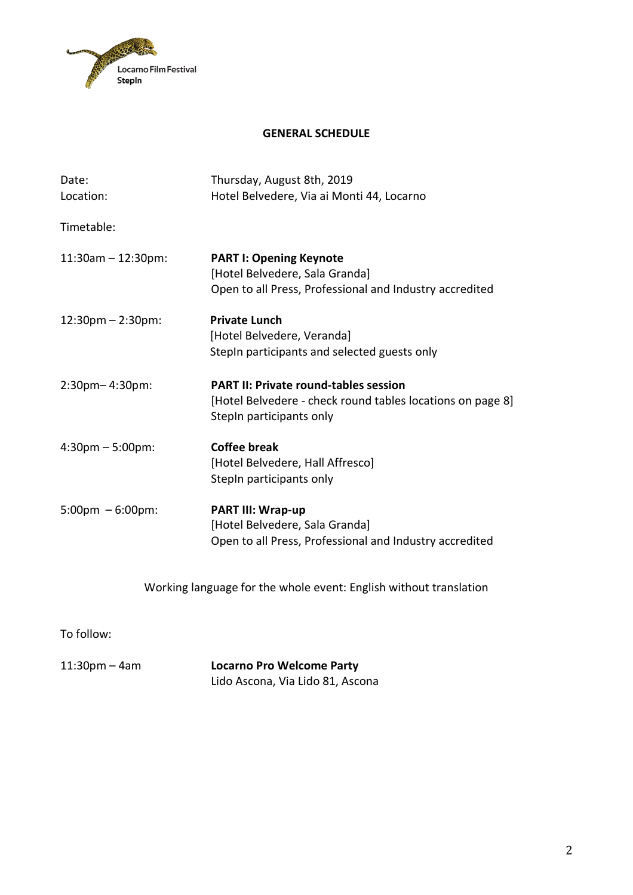Locarno Film Festival
StepIn

## GENERAL SCHEDULE

Date: Thursday, August 8th, 2019
Location: Hotel Belvedere, Via ai Monti 44, Locarno

Timetable:

11:30am – 12:30pm: **PART I: Opening Keynote**
[Hotel Belvedere, Sala Granda]
Open to all Press, Professional and Industry accredited

12:30pm – 2:30pm: **Private Lunch**
[Hotel Belvedere, Veranda]
StepIn participants and selected guests only

2:30pm– 4:30pm: **PART II: Private round-tables session**
[Hotel Belvedere - check round tables locations on page 8]
StepIn participants only

4:30pm – 5:00pm: **Coffee break**
[Hotel Belvedere, Hall Affresco]
StepIn participants only

5:00pm – 6:00pm: **PART III: Wrap-up**
[Hotel Belvedere, Sala Granda]
Open to all Press, Professional and Industry accredited

Working language for the whole event: English without translation

To follow:

11:30pm – 4am **Locarno Pro Welcome Party**
Lido Ascona, Via Lido 81, Ascona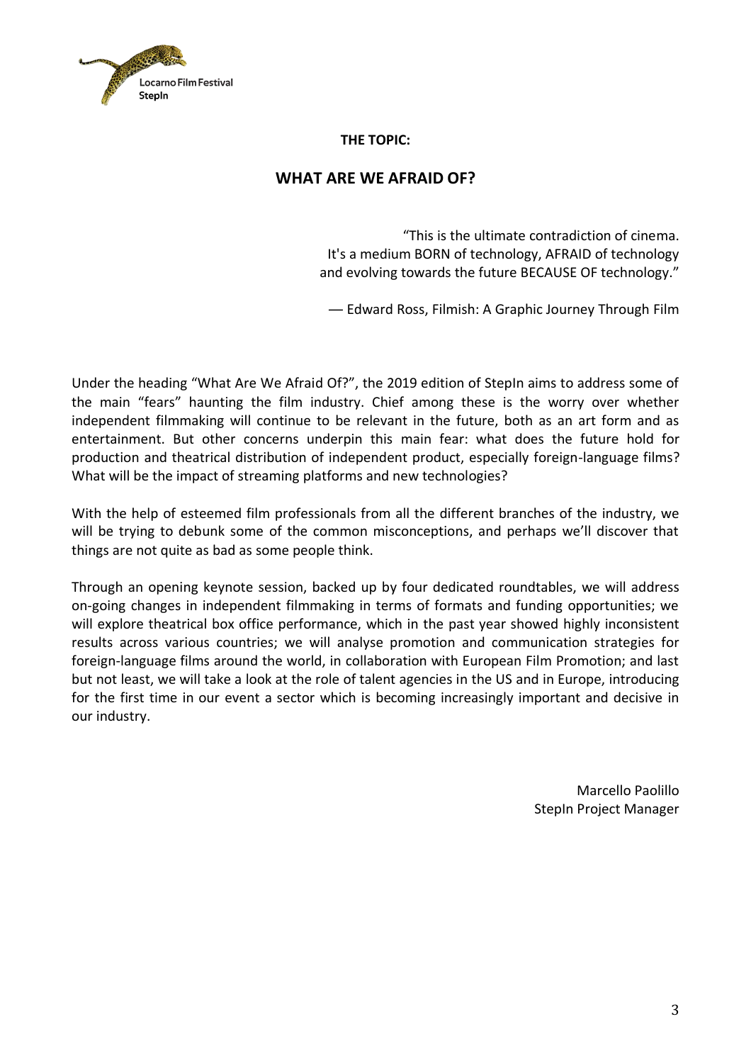**THE TOPIC:**

## WHAT ARE WE AFRAID OF?

> "This is the ultimate contradiction of cinema.
> It's a medium BORN of technology, AFRAID of technology
> and evolving towards the future BECAUSE OF technology."
>
> — Edward Ross, Filmish: A Graphic Journey Through Film

Under the heading "What Are We Afraid Of?", the 2019 edition of StepIn aims to address some of the main "fears" haunting the film industry. Chief among these is the worry over whether independent filmmaking will continue to be relevant in the future, both as an art form and as entertainment. But other concerns underpin this main fear: what does the future hold for production and theatrical distribution of independent product, especially foreign-language films? What will be the impact of streaming platforms and new technologies?

With the help of esteemed film professionals from all the different branches of the industry, we will be trying to debunk some of the common misconceptions, and perhaps we'll discover that things are not quite as bad as some people think.

Through an opening keynote session, backed up by four dedicated roundtables, we will address on-going changes in independent filmmaking in terms of formats and funding opportunities; we will explore theatrical box office performance, which in the past year showed highly inconsistent results across various countries; we will analyse promotion and communication strategies for foreign-language films around the world, in collaboration with European Film Promotion; and last but not least, we will take a look at the role of talent agencies in the US and in Europe, introducing for the first time in our event a sector which is becoming increasingly important and decisive in our industry.

Marcello Paolillo
StepIn Project Manager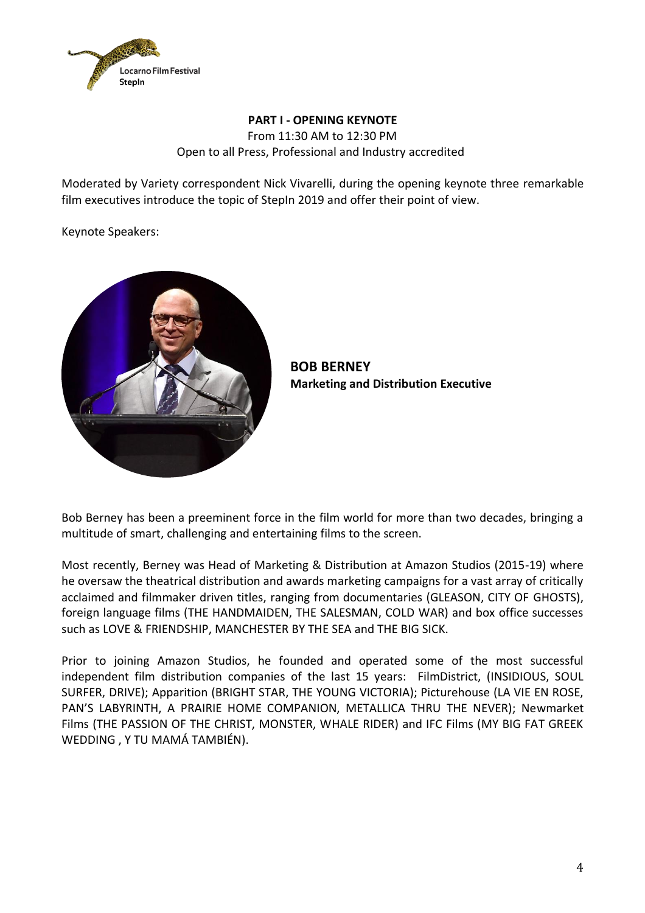## PART I - OPENING KEYNOTE

From 11:30 AM to 12:30 PM
Open to all Press, Professional and Industry accredited

Moderated by Variety correspondent Nick Vivarelli, during the opening keynote three remarkable film executives introduce the topic of StepIn 2019 and offer their point of view.

Keynote Speakers:

**BOB BERNEY**
**Marketing and Distribution Executive**

Bob Berney has been a preeminent force in the film world for more than two decades, bringing a multitude of smart, challenging and entertaining films to the screen.

Most recently, Berney was Head of Marketing & Distribution at Amazon Studios (2015-19) where he oversaw the theatrical distribution and awards marketing campaigns for a vast array of critically acclaimed and filmmaker driven titles, ranging from documentaries (GLEASON, CITY OF GHOSTS), foreign language films (THE HANDMAIDEN, THE SALESMAN, COLD WAR) and box office successes such as LOVE & FRIENDSHIP, MANCHESTER BY THE SEA and THE BIG SICK.

Prior to joining Amazon Studios, he founded and operated some of the most successful independent film distribution companies of the last 15 years: FilmDistrict, (INSIDIOUS, SOUL SURFER, DRIVE); Apparition (BRIGHT STAR, THE YOUNG VICTORIA); Picturehouse (LA VIE EN ROSE, PAN'S LABYRINTH, A PRAIRIE HOME COMPANION, METALLICA THRU THE NEVER); Newmarket Films (THE PASSION OF THE CHRIST, MONSTER, WHALE RIDER) and IFC Films (MY BIG FAT GREEK WEDDING , Y TU MAMÁ TAMBIÉN).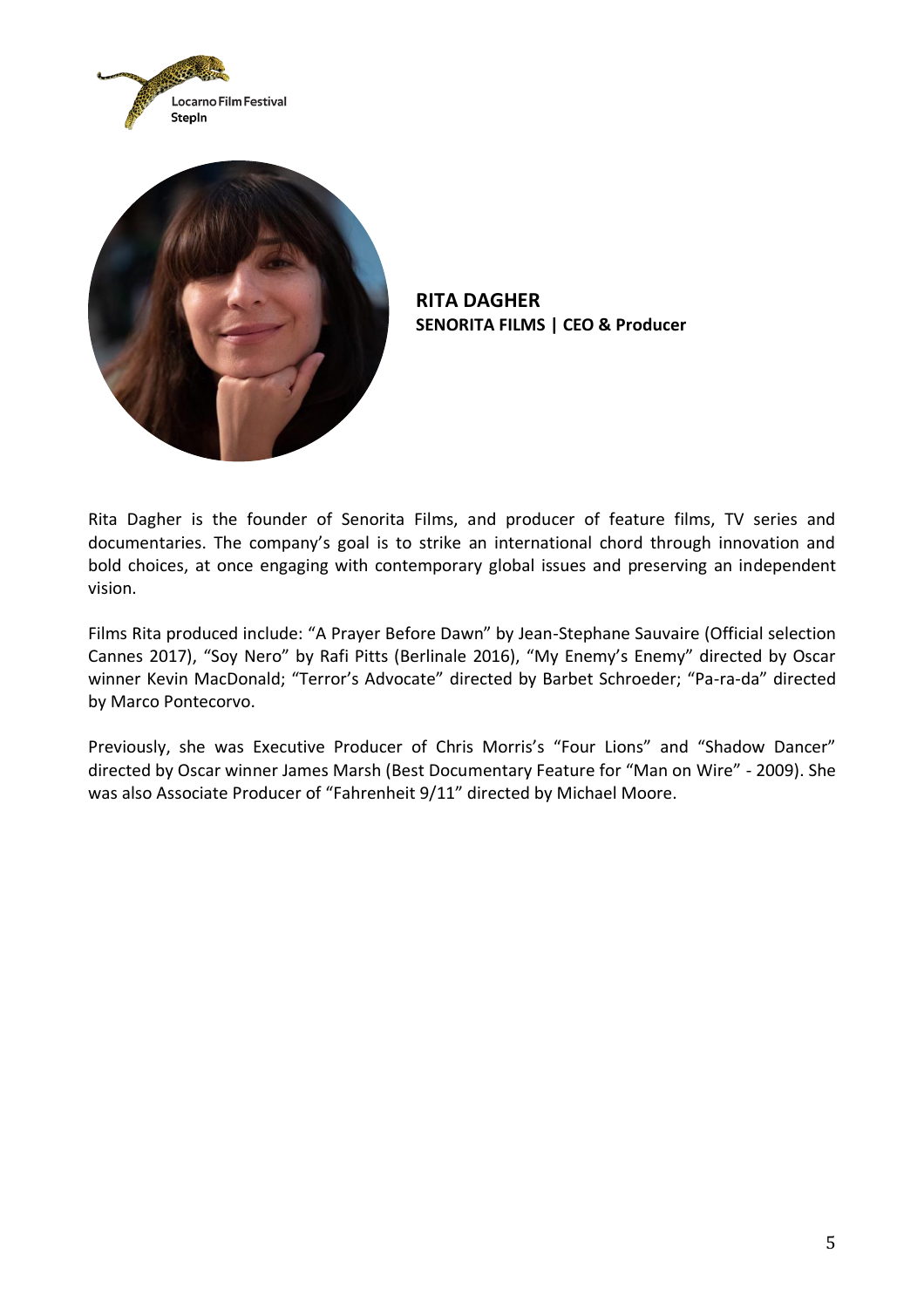**RITA DAGHER**
**SENORITA FILMS | CEO & Producer**

Rita Dagher is the founder of Senorita Films, and producer of feature films, TV series and documentaries. The company's goal is to strike an international chord through innovation and bold choices, at once engaging with contemporary global issues and preserving an independent vision.

Films Rita produced include: "A Prayer Before Dawn" by Jean-Stephane Sauvaire (Official selection Cannes 2017), "Soy Nero" by Rafi Pitts (Berlinale 2016), "My Enemy's Enemy" directed by Oscar winner Kevin MacDonald; "Terror's Advocate" directed by Barbet Schroeder; "Pa-ra-da" directed by Marco Pontecorvo.

Previously, she was Executive Producer of Chris Morris's "Four Lions" and "Shadow Dancer" directed by Oscar winner James Marsh (Best Documentary Feature for "Man on Wire" - 2009). She was also Associate Producer of "Fahrenheit 9/11" directed by Michael Moore.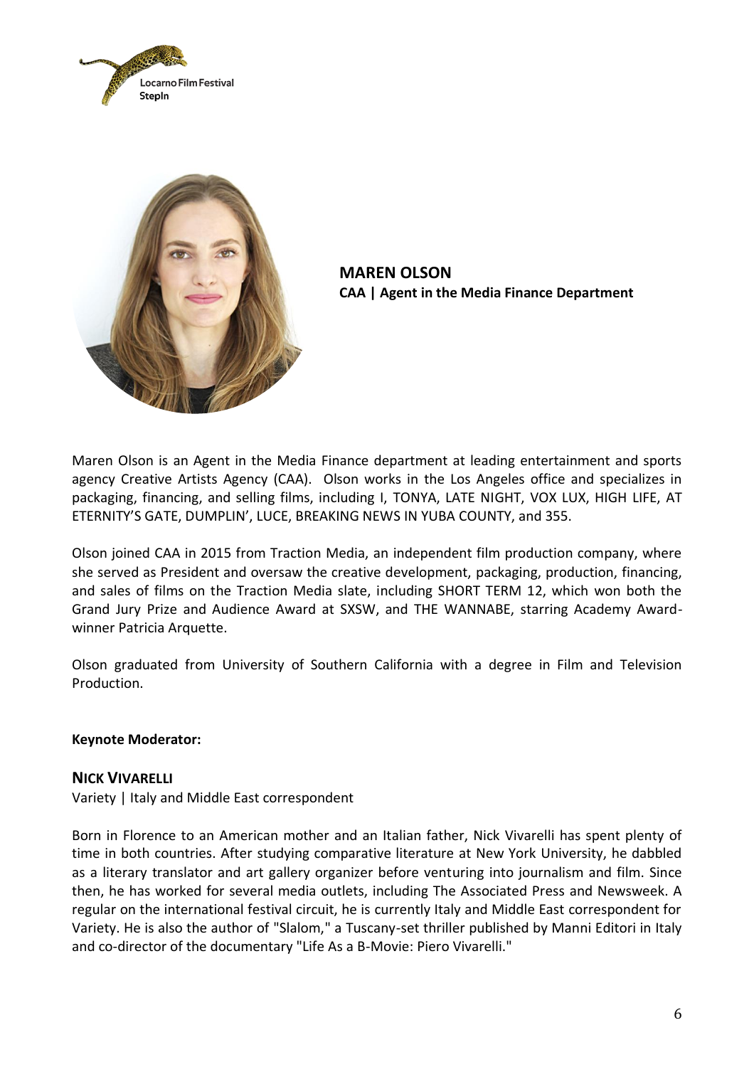**MAREN OLSON**
**CAA | Agent in the Media Finance Department**

Maren Olson is an Agent in the Media Finance department at leading entertainment and sports agency Creative Artists Agency (CAA). Olson works in the Los Angeles office and specializes in packaging, financing, and selling films, including I, TONYA, LATE NIGHT, VOX LUX, HIGH LIFE, AT ETERNITY'S GATE, DUMPLIN', LUCE, BREAKING NEWS IN YUBA COUNTY, and 355.

Olson joined CAA in 2015 from Traction Media, an independent film production company, where she served as President and oversaw the creative development, packaging, production, financing, and sales of films on the Traction Media slate, including SHORT TERM 12, which won both the Grand Jury Prize and Audience Award at SXSW, and THE WANNABE, starring Academy Award-winner Patricia Arquette.

Olson graduated from University of Southern California with a degree in Film and Television Production.

**Keynote Moderator:**

**NICK VIVARELLI**
Variety | Italy and Middle East correspondent

Born in Florence to an American mother and an Italian father, Nick Vivarelli has spent plenty of time in both countries. After studying comparative literature at New York University, he dabbled as a literary translator and art gallery organizer before venturing into journalism and film. Since then, he has worked for several media outlets, including The Associated Press and Newsweek. A regular on the international festival circuit, he is currently Italy and Middle East correspondent for Variety. He is also the author of "Slalom," a Tuscany-set thriller published by Manni Editori in Italy and co-director of the documentary "Life As a B-Movie: Piero Vivarelli."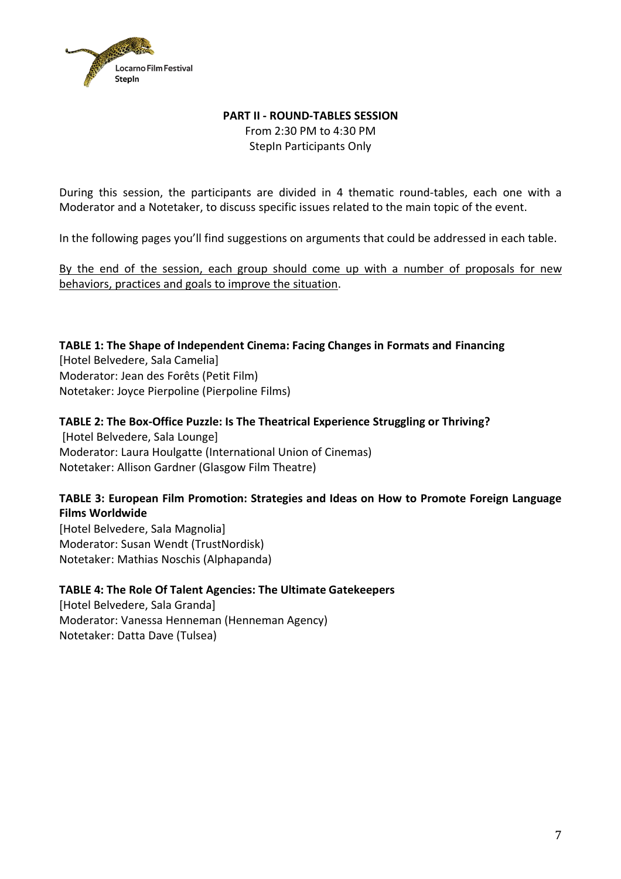**PART II - ROUND-TABLES SESSION**
From 2:30 PM to 4:30 PM
StepIn Participants Only

During this session, the participants are divided in 4 thematic round-tables, each one with a Moderator and a Notetaker, to discuss specific issues related to the main topic of the event.

In the following pages you'll find suggestions on arguments that could be addressed in each table.

By the end of the session, each group should come up with a number of proposals for new behaviors, practices and goals to improve the situation.

**TABLE 1: The Shape of Independent Cinema: Facing Changes in Formats and Financing**
[Hotel Belvedere, Sala Camelia]
Moderator: Jean des Forêts (Petit Film)
Notetaker: Joyce Pierpoline (Pierpoline Films)

**TABLE 2: The Box-Office Puzzle: Is The Theatrical Experience Struggling or Thriving?**
[Hotel Belvedere, Sala Lounge]
Moderator: Laura Houlgatte (International Union of Cinemas)
Notetaker: Allison Gardner (Glasgow Film Theatre)

**TABLE 3: European Film Promotion: Strategies and Ideas on How to Promote Foreign Language Films Worldwide**
[Hotel Belvedere, Sala Magnolia]
Moderator: Susan Wendt (TrustNordisk)
Notetaker: Mathias Noschis (Alphapanda)

**TABLE 4: The Role Of Talent Agencies: The Ultimate Gatekeepers**
[Hotel Belvedere, Sala Granda]
Moderator: Vanessa Henneman (Henneman Agency)
Notetaker: Datta Dave (Tulsea)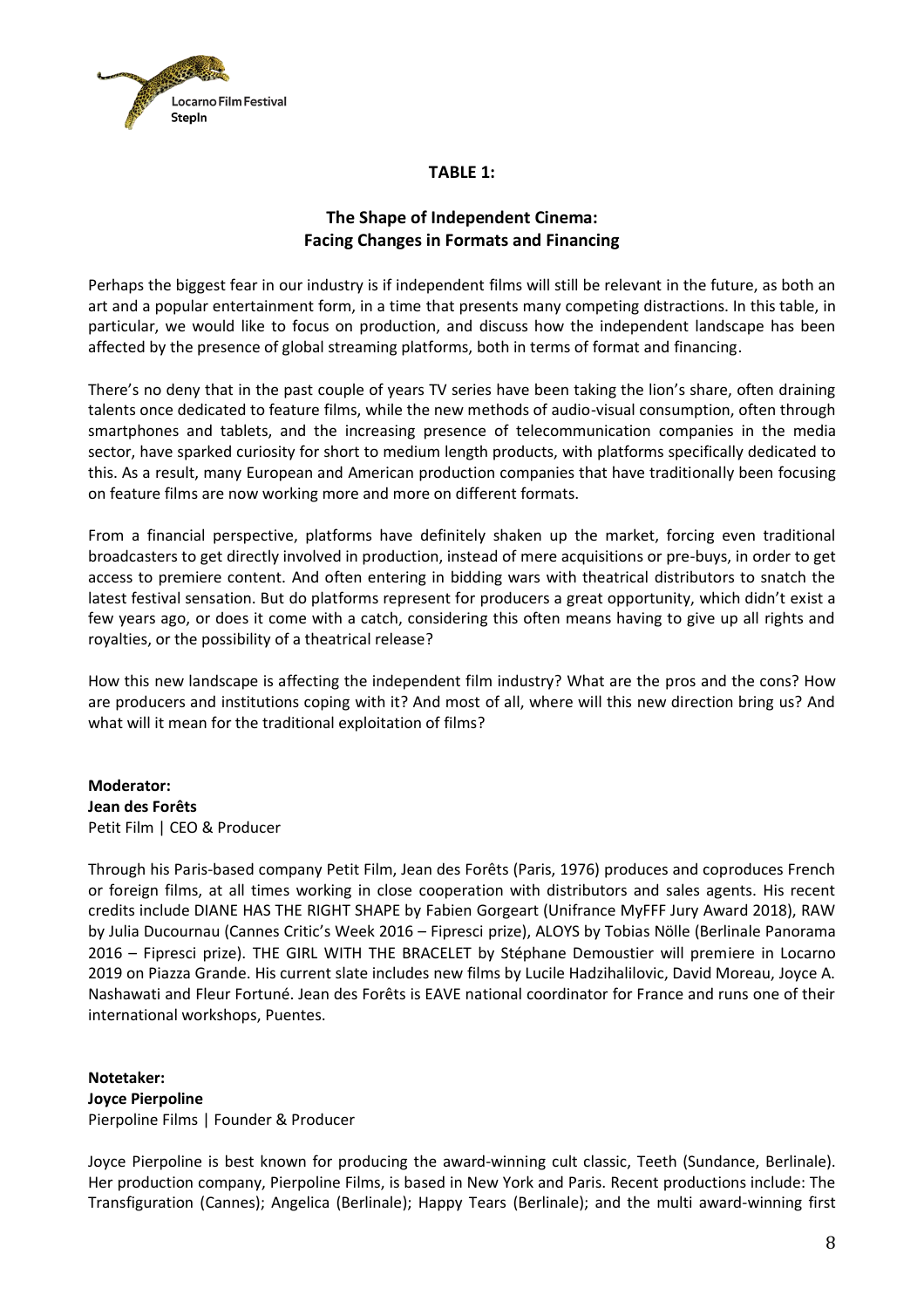## TABLE 1:

### The Shape of Independent Cinema: Facing Changes in Formats and Financing

Perhaps the biggest fear in our industry is if independent films will still be relevant in the future, as both an art and a popular entertainment form, in a time that presents many competing distractions. In this table, in particular, we would like to focus on production, and discuss how the independent landscape has been affected by the presence of global streaming platforms, both in terms of format and financing.

There's no deny that in the past couple of years TV series have been taking the lion's share, often draining talents once dedicated to feature films, while the new methods of audio-visual consumption, often through smartphones and tablets, and the increasing presence of telecommunication companies in the media sector, have sparked curiosity for short to medium length products, with platforms specifically dedicated to this. As a result, many European and American production companies that have traditionally been focusing on feature films are now working more and more on different formats.

From a financial perspective, platforms have definitely shaken up the market, forcing even traditional broadcasters to get directly involved in production, instead of mere acquisitions or pre-buys, in order to get access to premiere content. And often entering in bidding wars with theatrical distributors to snatch the latest festival sensation. But do platforms represent for producers a great opportunity, which didn't exist a few years ago, or does it come with a catch, considering this often means having to give up all rights and royalties, or the possibility of a theatrical release?

How this new landscape is affecting the independent film industry? What are the pros and the cons? How are producers and institutions coping with it? And most of all, where will this new direction bring us? And what will it mean for the traditional exploitation of films?

**Moderator:**
**Jean des Forêts**
Petit Film | CEO & Producer

Through his Paris-based company Petit Film, Jean des Forêts (Paris, 1976) produces and coproduces French or foreign films, at all times working in close cooperation with distributors and sales agents. His recent credits include DIANE HAS THE RIGHT SHAPE by Fabien Gorgeart (Unifrance MyFFF Jury Award 2018), RAW by Julia Ducournau (Cannes Critic's Week 2016 – Fipresci prize), ALOYS by Tobias Nölle (Berlinale Panorama 2016 – Fipresci prize). THE GIRL WITH THE BRACELET by Stéphane Demoustier will premiere in Locarno 2019 on Piazza Grande. His current slate includes new films by Lucile Hadzihalilovic, David Moreau, Joyce A. Nashawati and Fleur Fortuné. Jean des Forêts is EAVE national coordinator for France and runs one of their international workshops, Puentes.

**Notetaker:**
**Joyce Pierpoline**
Pierpoline Films | Founder & Producer

Joyce Pierpoline is best known for producing the award-winning cult classic, Teeth (Sundance, Berlinale). Her production company, Pierpoline Films, is based in New York and Paris. Recent productions include: The Transfiguration (Cannes); Angelica (Berlinale); Happy Tears (Berlinale); and the multi award-winning first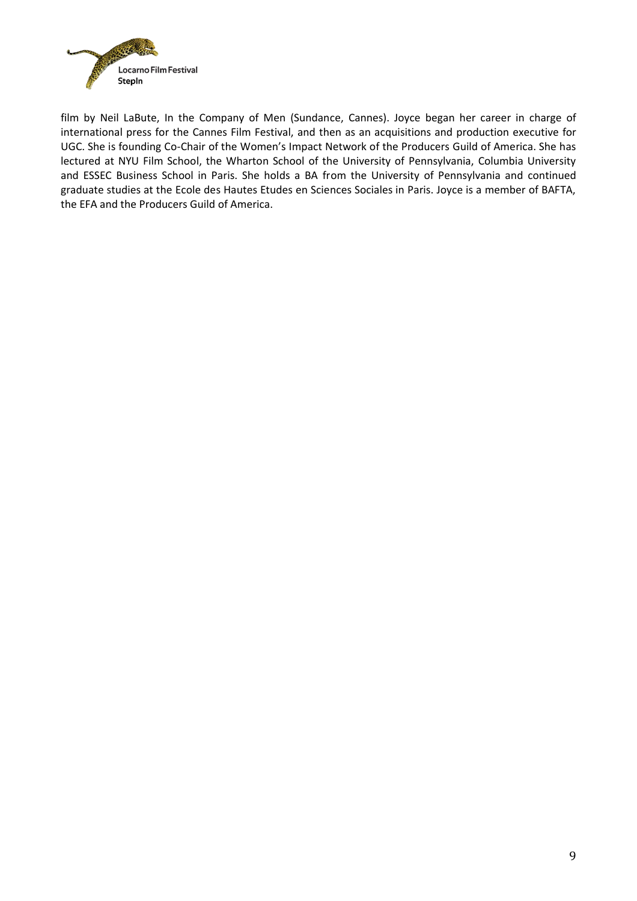film by Neil LaBute, In the Company of Men (Sundance, Cannes). Joyce began her career in charge of international press for the Cannes Film Festival, and then as an acquisitions and production executive for UGC. She is founding Co-Chair of the Women's Impact Network of the Producers Guild of America. She has lectured at NYU Film School, the Wharton School of the University of Pennsylvania, Columbia University and ESSEC Business School in Paris. She holds a BA from the University of Pennsylvania and continued graduate studies at the Ecole des Hautes Etudes en Sciences Sociales in Paris. Joyce is a member of BAFTA, the EFA and the Producers Guild of America.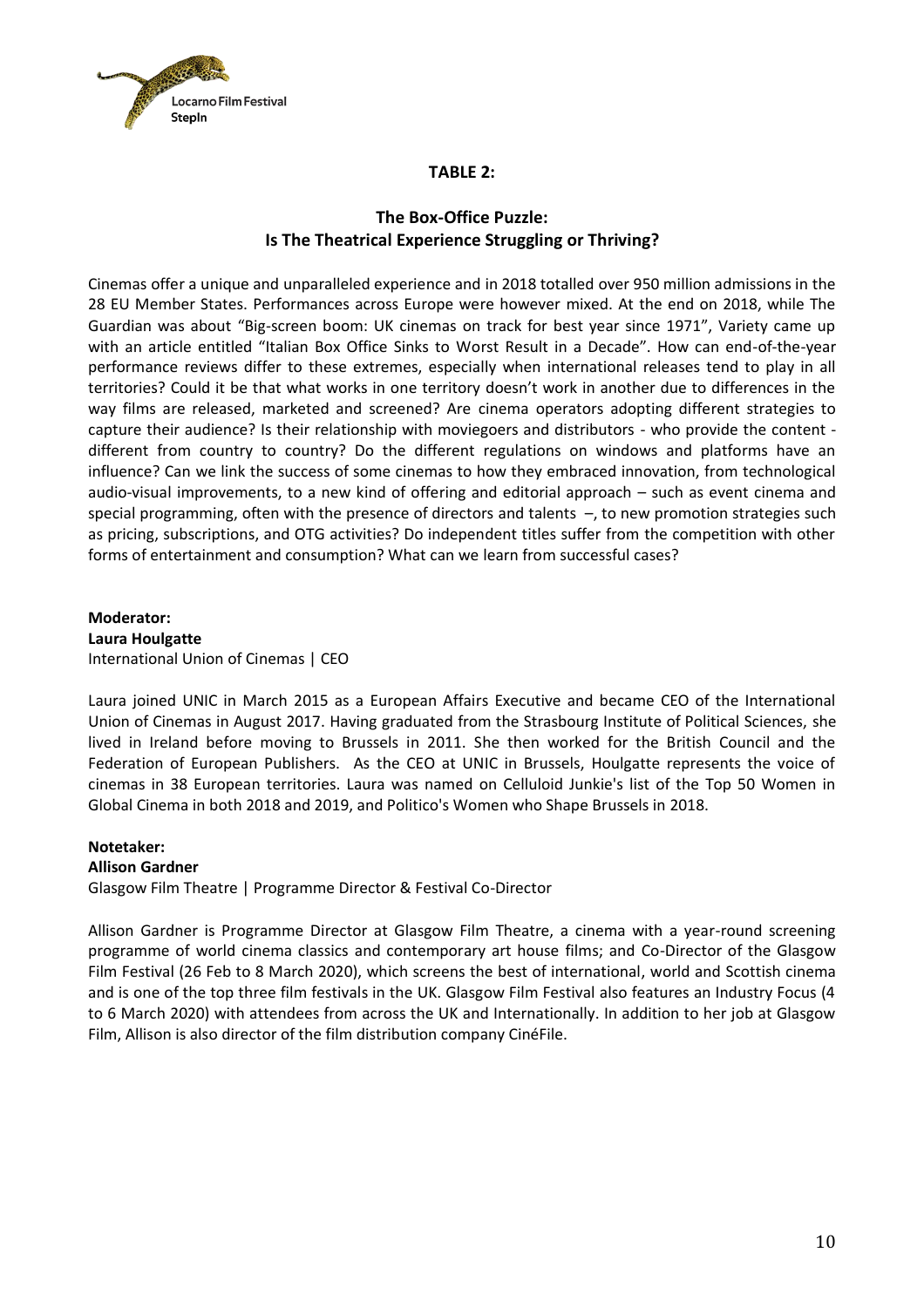## TABLE 2:

## The Box-Office Puzzle: Is The Theatrical Experience Struggling or Thriving?

Cinemas offer a unique and unparalleled experience and in 2018 totalled over 950 million admissions in the 28 EU Member States. Performances across Europe were however mixed. At the end on 2018, while The Guardian was about "Big-screen boom: UK cinemas on track for best year since 1971", Variety came up with an article entitled "Italian Box Office Sinks to Worst Result in a Decade". How can end-of-the-year performance reviews differ to these extremes, especially when international releases tend to play in all territories? Could it be that what works in one territory doesn't work in another due to differences in the way films are released, marketed and screened? Are cinema operators adopting different strategies to capture their audience? Is their relationship with moviegoers and distributors - who provide the content - different from country to country? Do the different regulations on windows and platforms have an influence? Can we link the success of some cinemas to how they embraced innovation, from technological audio-visual improvements, to a new kind of offering and editorial approach – such as event cinema and special programming, often with the presence of directors and talents –, to new promotion strategies such as pricing, subscriptions, and OTG activities? Do independent titles suffer from the competition with other forms of entertainment and consumption? What can we learn from successful cases?

**Moderator:**
**Laura Houlgatte**
International Union of Cinemas | CEO

Laura joined UNIC in March 2015 as a European Affairs Executive and became CEO of the International Union of Cinemas in August 2017. Having graduated from the Strasbourg Institute of Political Sciences, she lived in Ireland before moving to Brussels in 2011. She then worked for the British Council and the Federation of European Publishers. As the CEO at UNIC in Brussels, Houlgatte represents the voice of cinemas in 38 European territories. Laura was named on Celluloid Junkie's list of the Top 50 Women in Global Cinema in both 2018 and 2019, and Politico's Women who Shape Brussels in 2018.

**Notetaker:**
**Allison Gardner**
Glasgow Film Theatre | Programme Director & Festival Co-Director

Allison Gardner is Programme Director at Glasgow Film Theatre, a cinema with a year-round screening programme of world cinema classics and contemporary art house films; and Co-Director of the Glasgow Film Festival (26 Feb to 8 March 2020), which screens the best of international, world and Scottish cinema and is one of the top three film festivals in the UK. Glasgow Film Festival also features an Industry Focus (4 to 6 March 2020) with attendees from across the UK and Internationally. In addition to her job at Glasgow Film, Allison is also director of the film distribution company CinéFile.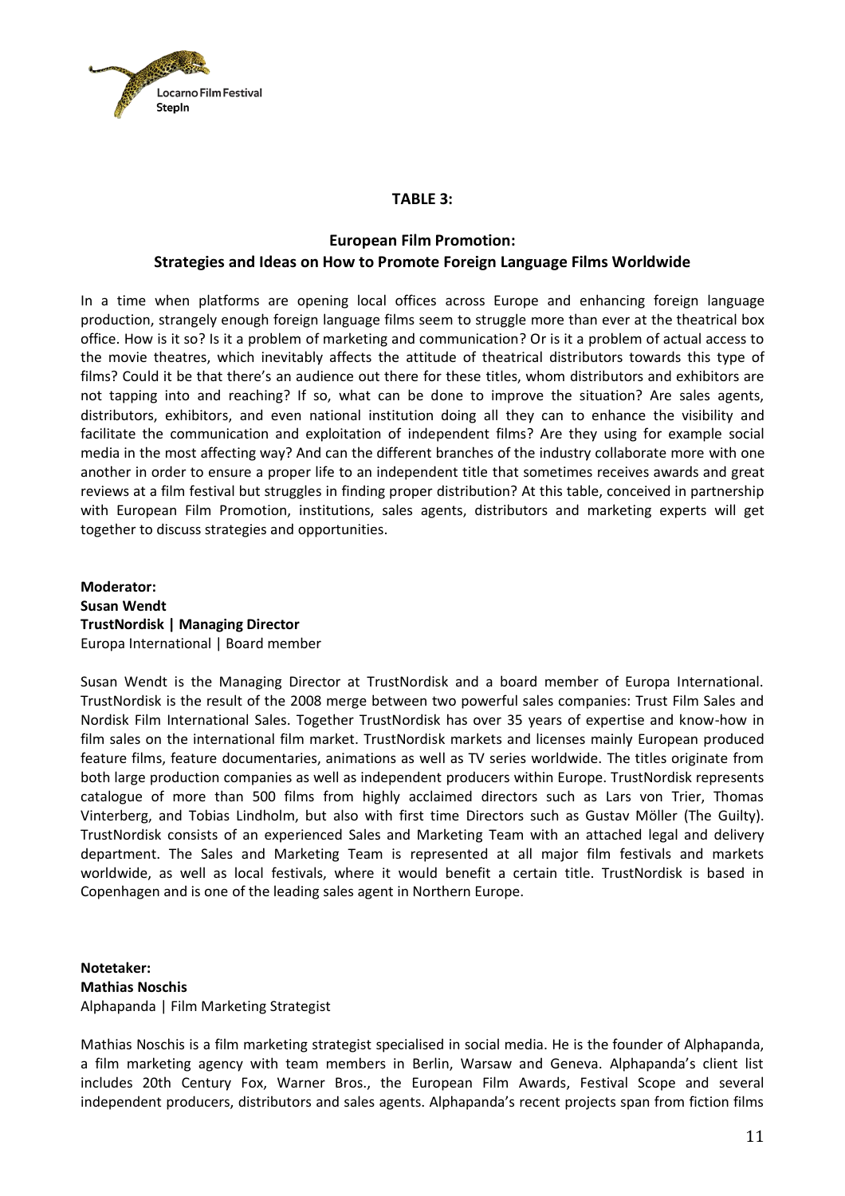## TABLE 3:

### European Film Promotion: Strategies and Ideas on How to Promote Foreign Language Films Worldwide

In a time when platforms are opening local offices across Europe and enhancing foreign language production, strangely enough foreign language films seem to struggle more than ever at the theatrical box office. How is it so? Is it a problem of marketing and communication? Or is it a problem of actual access to the movie theatres, which inevitably affects the attitude of theatrical distributors towards this type of films? Could it be that there's an audience out there for these titles, whom distributors and exhibitors are not tapping into and reaching? If so, what can be done to improve the situation? Are sales agents, distributors, exhibitors, and even national institution doing all they can to enhance the visibility and facilitate the communication and exploitation of independent films? Are they using for example social media in the most affecting way? And can the different branches of the industry collaborate more with one another in order to ensure a proper life to an independent title that sometimes receives awards and great reviews at a film festival but struggles in finding proper distribution? At this table, conceived in partnership with European Film Promotion, institutions, sales agents, distributors and marketing experts will get together to discuss strategies and opportunities.

**Moderator:**
**Susan Wendt**
**TrustNordisk | Managing Director**
Europa International | Board member

Susan Wendt is the Managing Director at TrustNordisk and a board member of Europa International. TrustNordisk is the result of the 2008 merge between two powerful sales companies: Trust Film Sales and Nordisk Film International Sales. Together TrustNordisk has over 35 years of expertise and know-how in film sales on the international film market. TrustNordisk markets and licenses mainly European produced feature films, feature documentaries, animations as well as TV series worldwide. The titles originate from both large production companies as well as independent producers within Europe. TrustNordisk represents catalogue of more than 500 films from highly acclaimed directors such as Lars von Trier, Thomas Vinterberg, and Tobias Lindholm, but also with first time Directors such as Gustav Möller (The Guilty). TrustNordisk consists of an experienced Sales and Marketing Team with an attached legal and delivery department. The Sales and Marketing Team is represented at all major film festivals and markets worldwide, as well as local festivals, where it would benefit a certain title. TrustNordisk is based in Copenhagen and is one of the leading sales agent in Northern Europe.

**Notetaker:**
**Mathias Noschis**
Alphapanda | Film Marketing Strategist

Mathias Noschis is a film marketing strategist specialised in social media. He is the founder of Alphapanda, a film marketing agency with team members in Berlin, Warsaw and Geneva. Alphapanda's client list includes 20th Century Fox, Warner Bros., the European Film Awards, Festival Scope and several independent producers, distributors and sales agents. Alphapanda's recent projects span from fiction films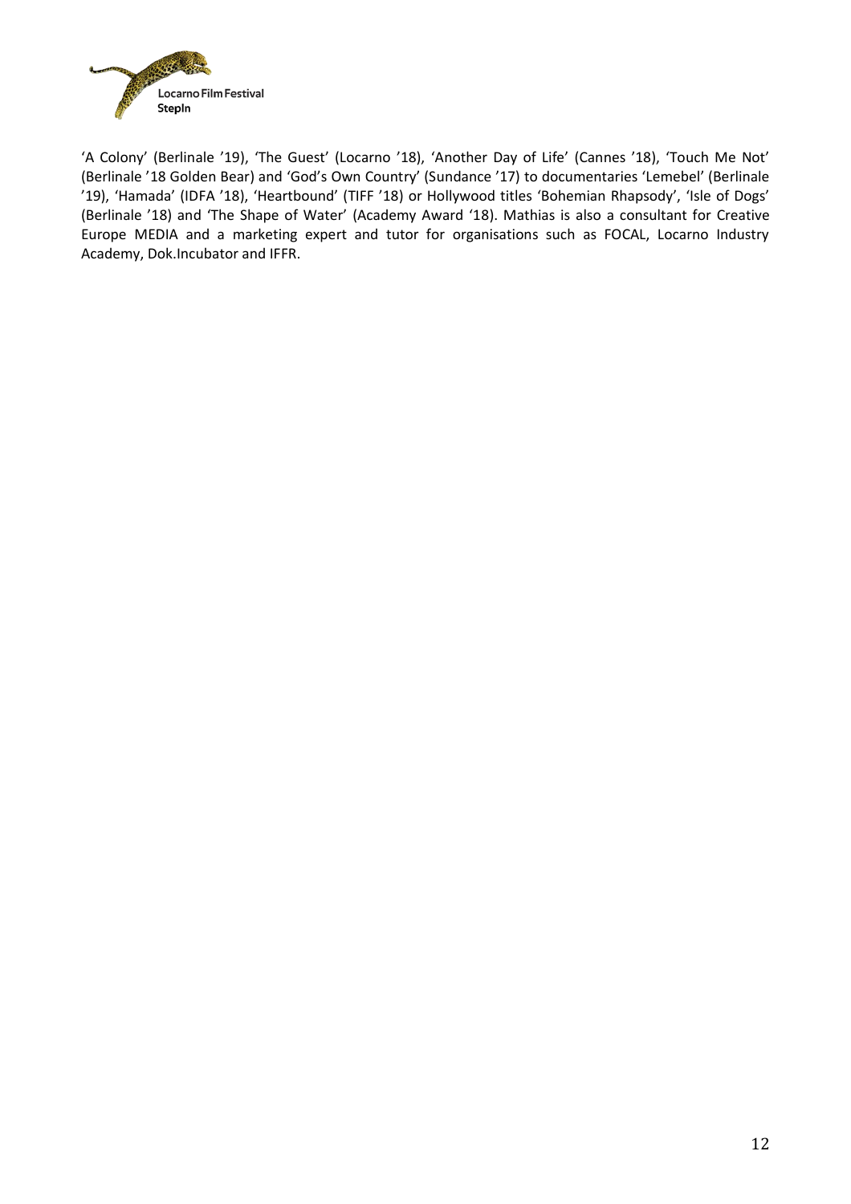'A Colony' (Berlinale '19), 'The Guest' (Locarno '18), 'Another Day of Life' (Cannes '18), 'Touch Me Not' (Berlinale '18 Golden Bear) and 'God's Own Country' (Sundance '17) to documentaries 'Lemebel' (Berlinale '19), 'Hamada' (IDFA '18), 'Heartbound' (TIFF '18) or Hollywood titles 'Bohemian Rhapsody', 'Isle of Dogs' (Berlinale '18) and 'The Shape of Water' (Academy Award '18). Mathias is also a consultant for Creative Europe MEDIA and a marketing expert and tutor for organisations such as FOCAL, Locarno Industry Academy, Dok.Incubator and IFFR.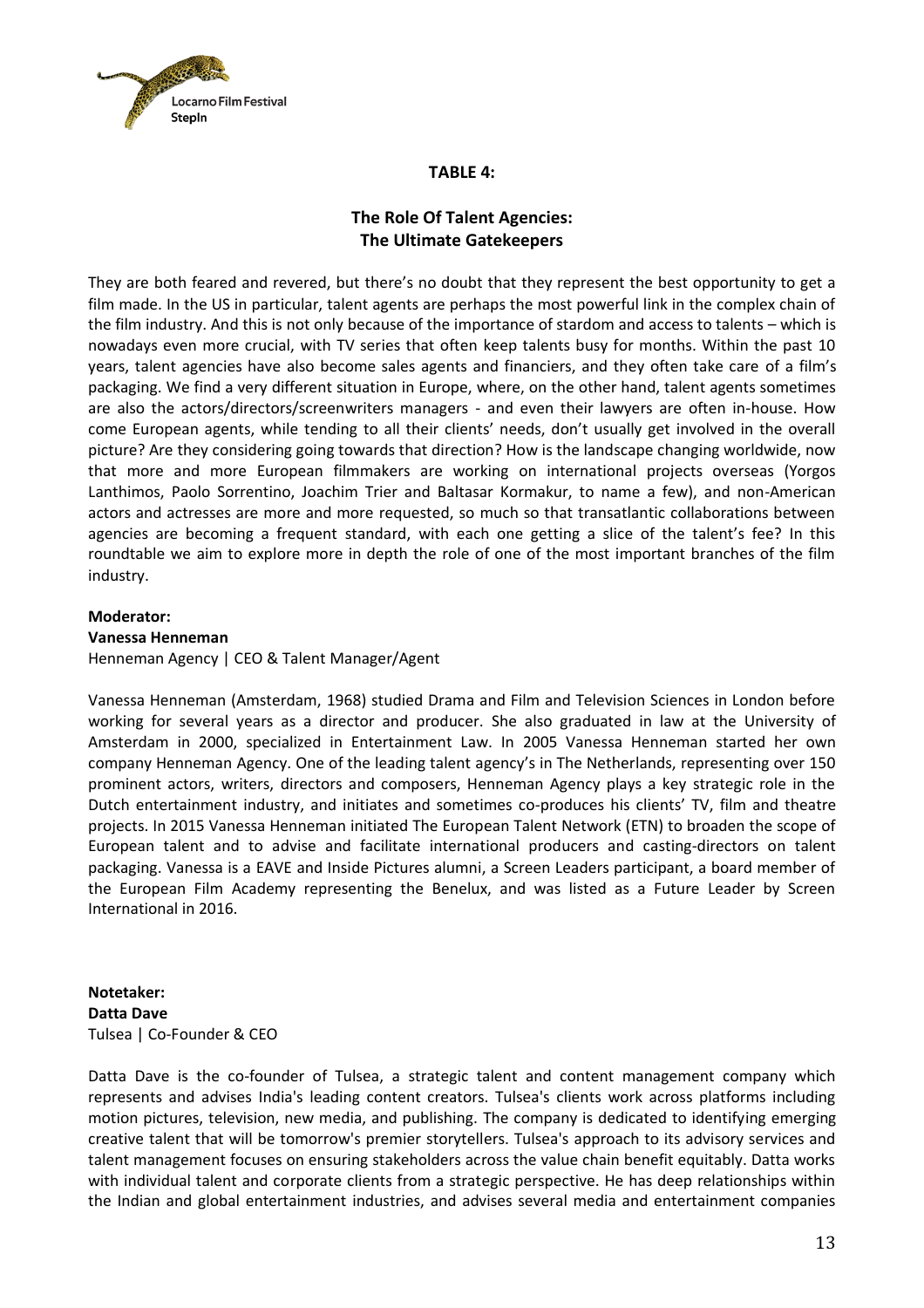## TABLE 4:

## The Role Of Talent Agencies: The Ultimate Gatekeepers

They are both feared and revered, but there's no doubt that they represent the best opportunity to get a film made. In the US in particular, talent agents are perhaps the most powerful link in the complex chain of the film industry. And this is not only because of the importance of stardom and access to talents – which is nowadays even more crucial, with TV series that often keep talents busy for months. Within the past 10 years, talent agencies have also become sales agents and financiers, and they often take care of a film's packaging. We find a very different situation in Europe, where, on the other hand, talent agents sometimes are also the actors/directors/screenwriters managers - and even their lawyers are often in-house. How come European agents, while tending to all their clients' needs, don't usually get involved in the overall picture? Are they considering going towards that direction? How is the landscape changing worldwide, now that more and more European filmmakers are working on international projects overseas (Yorgos Lanthimos, Paolo Sorrentino, Joachim Trier and Baltasar Kormakur, to name a few), and non-American actors and actresses are more and more requested, so much so that transatlantic collaborations between agencies are becoming a frequent standard, with each one getting a slice of the talent's fee? In this roundtable we aim to explore more in depth the role of one of the most important branches of the film industry.

**Moderator:**
**Vanessa Henneman**
Henneman Agency | CEO & Talent Manager/Agent

Vanessa Henneman (Amsterdam, 1968) studied Drama and Film and Television Sciences in London before working for several years as a director and producer. She also graduated in law at the University of Amsterdam in 2000, specialized in Entertainment Law. In 2005 Vanessa Henneman started her own company Henneman Agency. One of the leading talent agency's in The Netherlands, representing over 150 prominent actors, writers, directors and composers, Henneman Agency plays a key strategic role in the Dutch entertainment industry, and initiates and sometimes co-produces his clients' TV, film and theatre projects. In 2015 Vanessa Henneman initiated The European Talent Network (ETN) to broaden the scope of European talent and to advise and facilitate international producers and casting-directors on talent packaging. Vanessa is a EAVE and Inside Pictures alumni, a Screen Leaders participant, a board member of the European Film Academy representing the Benelux, and was listed as a Future Leader by Screen International in 2016.

**Notetaker:**
**Datta Dave**
Tulsea | Co-Founder & CEO

Datta Dave is the co-founder of Tulsea, a strategic talent and content management company which represents and advises India's leading content creators. Tulsea's clients work across platforms including motion pictures, television, new media, and publishing. The company is dedicated to identifying emerging creative talent that will be tomorrow's premier storytellers. Tulsea's approach to its advisory services and talent management focuses on ensuring stakeholders across the value chain benefit equitably. Datta works with individual talent and corporate clients from a strategic perspective. He has deep relationships within the Indian and global entertainment industries, and advises several media and entertainment companies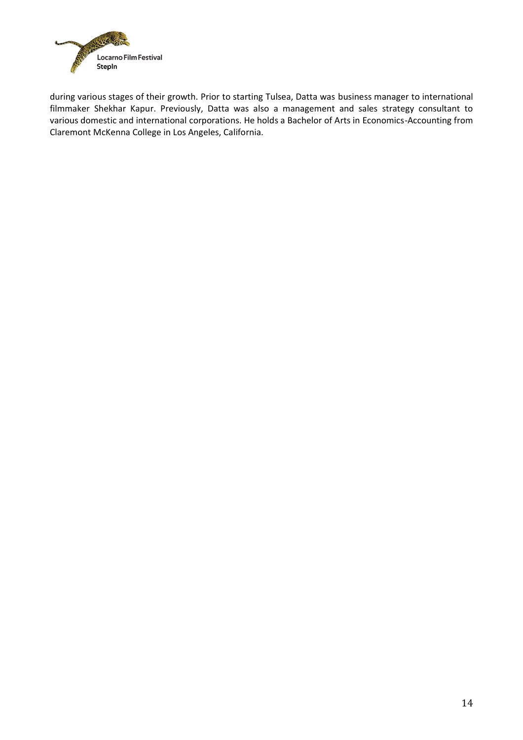during various stages of their growth. Prior to starting Tulsea, Datta was business manager to international filmmaker Shekhar Kapur. Previously, Datta was also a management and sales strategy consultant to various domestic and international corporations. He holds a Bachelor of Arts in Economics-Accounting from Claremont McKenna College in Los Angeles, California.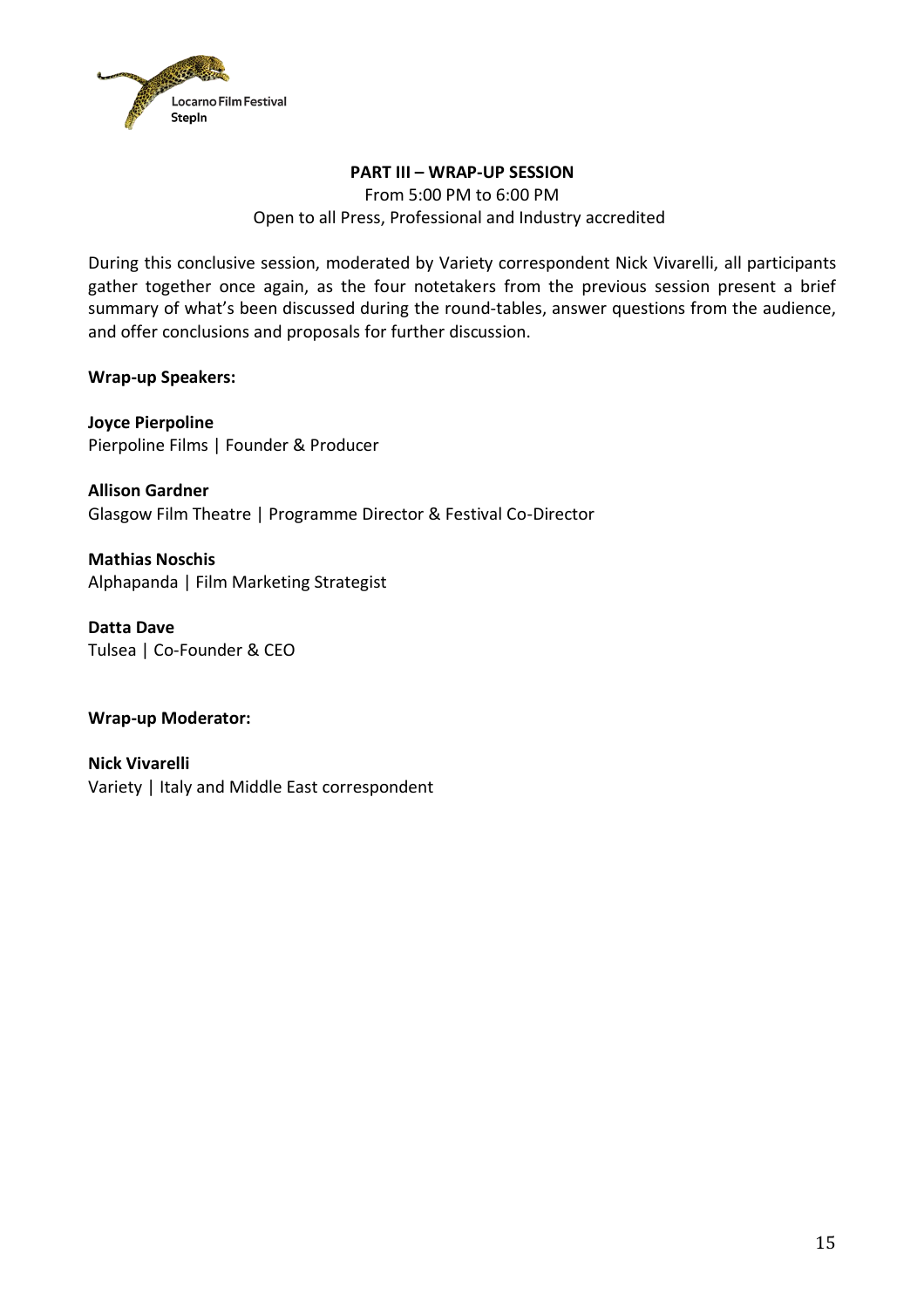## PART III – WRAP-UP SESSION

From 5:00 PM to 6:00 PM
Open to all Press, Professional and Industry accredited

During this conclusive session, moderated by Variety correspondent Nick Vivarelli, all participants gather together once again, as the four notetakers from the previous session present a brief summary of what's been discussed during the round-tables, answer questions from the audience, and offer conclusions and proposals for further discussion.

**Wrap-up Speakers:**

**Joyce Pierpoline**
Pierpoline Films | Founder & Producer

**Allison Gardner**
Glasgow Film Theatre | Programme Director & Festival Co-Director

**Mathias Noschis**
Alphapanda | Film Marketing Strategist

**Datta Dave**
Tulsea | Co-Founder & CEO

**Wrap-up Moderator:**

**Nick Vivarelli**
Variety | Italy and Middle East correspondent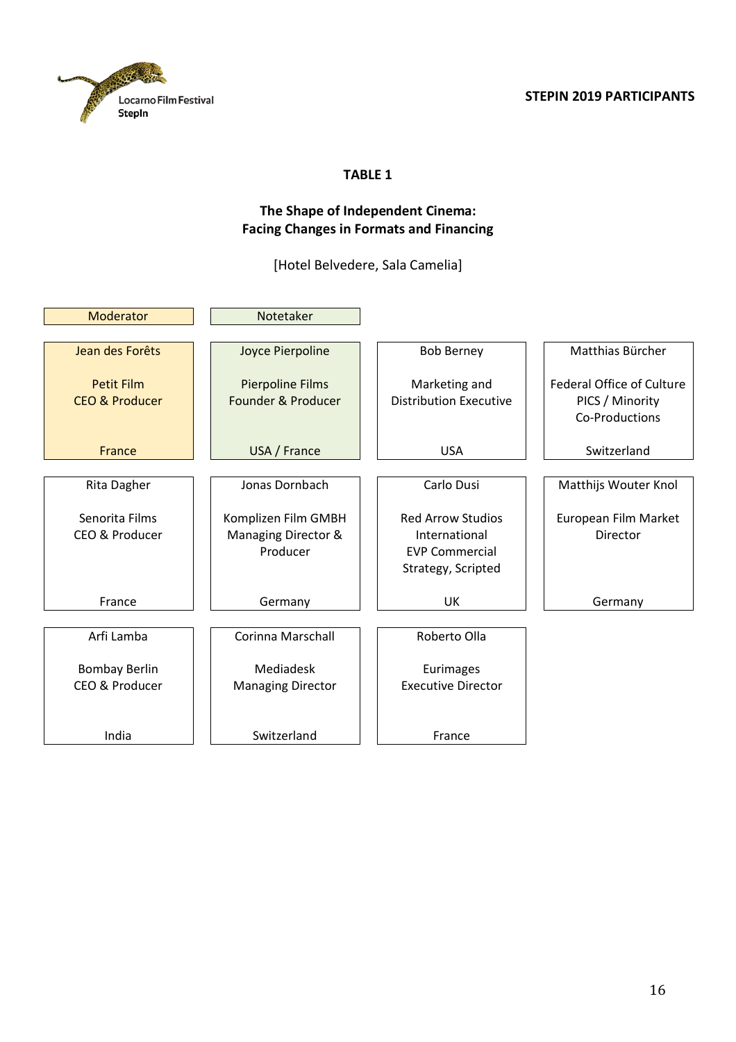**STEPIN 2019 PARTICIPANTS**

## TABLE 1

### The Shape of Independent Cinema: Facing Changes in Formats and Financing

[Hotel Belvedere, Sala Camelia]

| Moderator | Notetaker | | |
|---|---|---|---|
| Jean des Forêts<br><br>Petit Film<br>CEO & Producer<br><br>France | Joyce Pierpoline<br><br>Pierpoline Films<br>Founder & Producer<br><br>USA / France | Bob Berney<br><br>Marketing and Distribution Executive<br><br>USA | Matthias Bürcher<br><br>Federal Office of Culture<br>PICS / Minority Co-Productions<br><br>Switzerland |
| Rita Dagher<br><br>Senorita Films<br>CEO & Producer<br><br>France | Jonas Dornbach<br><br>Komplizen Film GMBH<br>Managing Director & Producer<br><br>Germany | Carlo Dusi<br><br>Red Arrow Studios International<br>EVP Commercial Strategy, Scripted<br><br>UK | Matthijs Wouter Knol<br><br>European Film Market<br>Director<br><br>Germany |
| Arfi Lamba<br><br>Bombay Berlin<br>CEO & Producer<br><br>India | Corinna Marschall<br><br>Mediadesk<br>Managing Director<br><br>Switzerland | Roberto Olla<br><br>Eurimages<br>Executive Director<br><br>France | |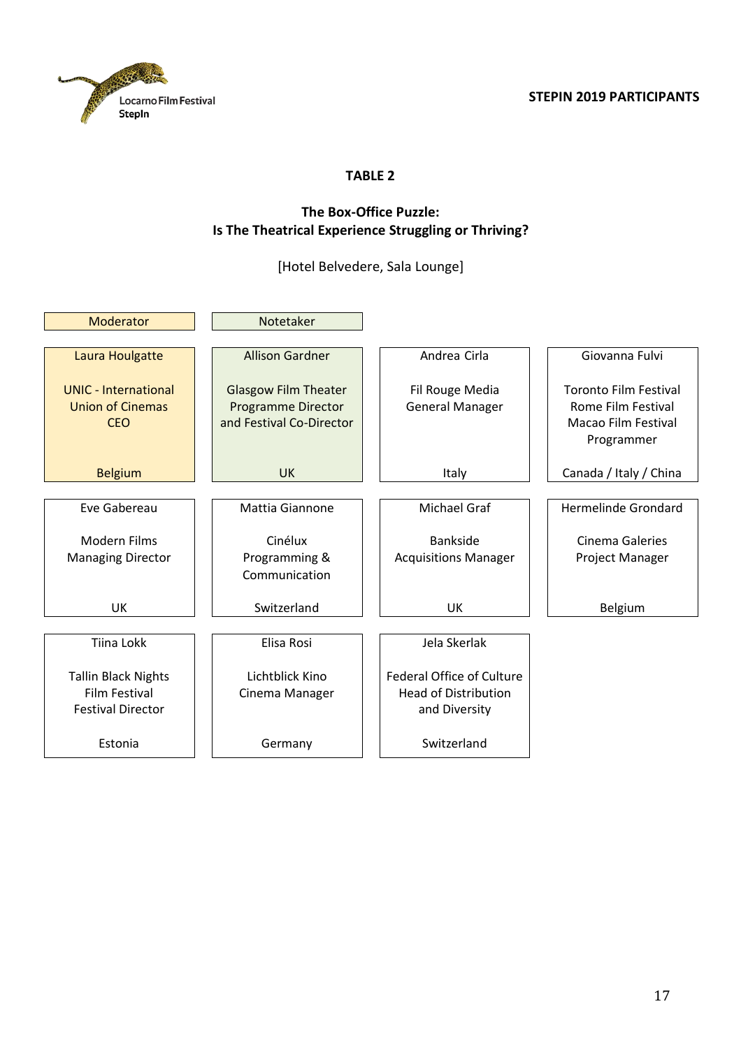**STEPIN 2019 PARTICIPANTS**

## TABLE 2

### The Box-Office Puzzle: Is The Theatrical Experience Struggling or Thriving?

[Hotel Belvedere, Sala Lounge]

| Moderator | Notetaker | | |
|---|---|---|---|
| Laura Houlgatte<br><br>UNIC - International Union of Cinemas<br>CEO<br><br>Belgium | Allison Gardner<br><br>Glasgow Film Theater<br>Programme Director and Festival Co-Director<br><br>UK | Andrea Cirla<br><br>Fil Rouge Media<br>General Manager<br><br>Italy | Giovanna Fulvi<br><br>Toronto Film Festival<br>Rome Film Festival<br>Macao Film Festival<br>Programmer<br><br>Canada / Italy / China |
| Eve Gabereau<br><br>Modern Films<br>Managing Director<br><br>UK | Mattia Giannone<br><br>Cinélux<br>Programming & Communication<br><br>Switzerland | Michael Graf<br><br>Bankside<br>Acquisitions Manager<br><br>UK | Hermelinde Grondard<br><br>Cinema Galeries<br>Project Manager<br><br>Belgium |
| Tiina Lokk<br><br>Tallin Black Nights Film Festival<br>Festival Director<br><br>Estonia | Elisa Rosi<br><br>Lichtblick Kino<br>Cinema Manager<br><br>Germany | Jela Skerlak<br><br>Federal Office of Culture<br>Head of Distribution and Diversity<br><br>Switzerland | |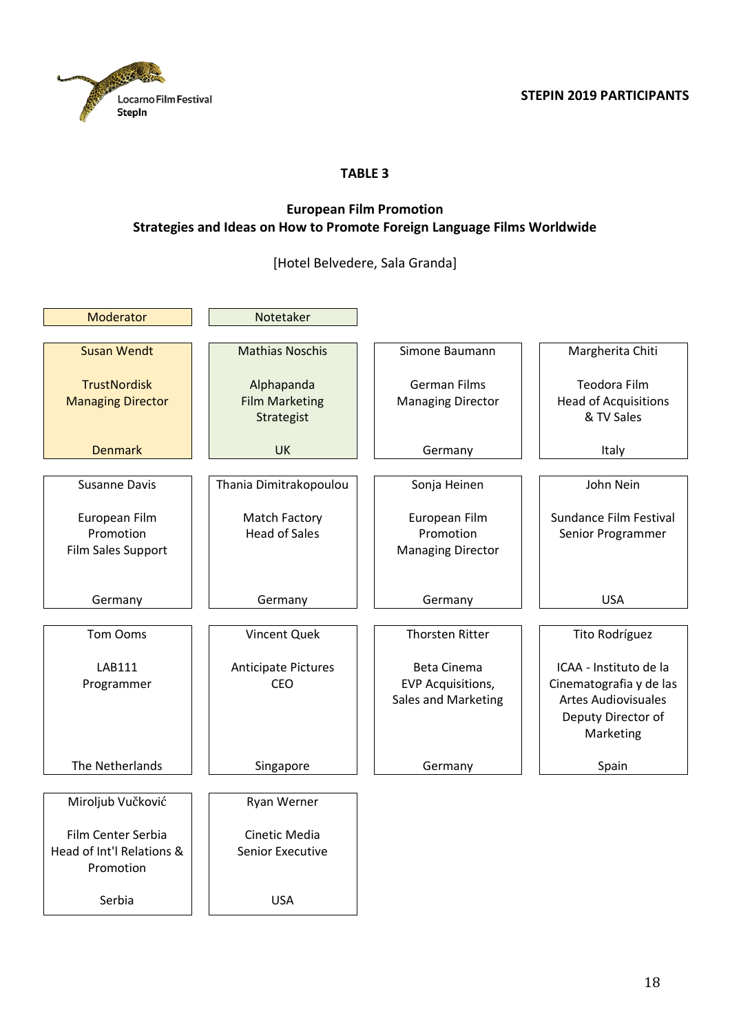**STEPIN 2019 PARTICIPANTS**

## TABLE 3

### European Film Promotion
### Strategies and Ideas on How to Promote Foreign Language Films Worldwide

[Hotel Belvedere, Sala Granda]

| Moderator | Notetaker | | |
|---|---|---|---|
| Susan Wendt<br><br>TrustNordisk<br>Managing Director<br><br>Denmark | Mathias Noschis<br><br>Alphapanda<br>Film Marketing Strategist<br><br>UK | Simone Baumann<br><br>German Films<br>Managing Director<br><br>Germany | Margherita Chiti<br><br>Teodora Film<br>Head of Acquisitions & TV Sales<br><br>Italy |
| Susanne Davis<br><br>European Film Promotion<br>Film Sales Support<br><br>Germany | Thania Dimitrakopoulou<br><br>Match Factory<br>Head of Sales<br><br>Germany | Sonja Heinen<br><br>European Film Promotion<br>Managing Director<br><br>Germany | John Nein<br><br>Sundance Film Festival<br>Senior Programmer<br><br>USA |
| Tom Ooms<br><br>LAB111<br>Programmer<br><br>The Netherlands | Vincent Quek<br><br>Anticipate Pictures<br>CEO<br><br>Singapore | Thorsten Ritter<br><br>Beta Cinema<br>EVP Acquisitions, Sales and Marketing<br><br>Germany | Tito Rodríguez<br><br>ICAA - Instituto de la Cinematografia y de las Artes Audiovisuales<br>Deputy Director of Marketing<br><br>Spain |
| Miroljub Vučković<br><br>Film Center Serbia<br>Head of Int'l Relations & Promotion<br><br>Serbia | Ryan Werner<br><br>Cinetic Media<br>Senior Executive<br><br>USA | | |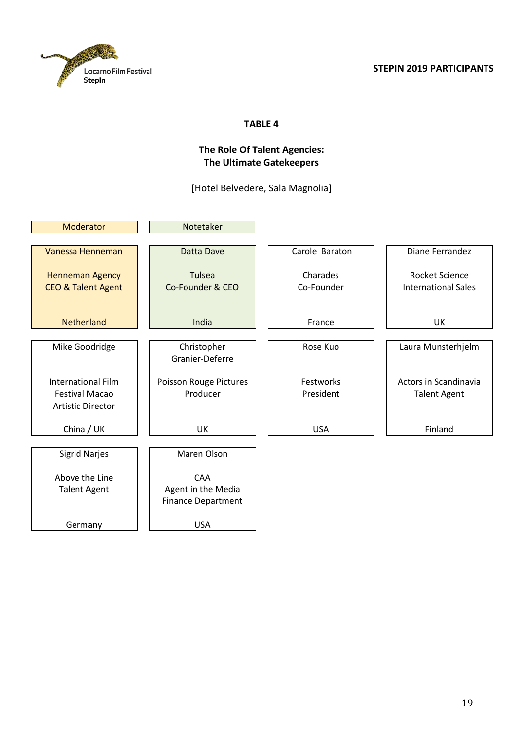**STEPIN 2019 PARTICIPANTS**

**TABLE 4**

**The Role Of Talent Agencies:**
**The Ultimate Gatekeepers**

[Hotel Belvedere, Sala Magnolia]

| Moderator | Notetaker | | |
|---|---|---|---|
| Vanessa Henneman<br><br>Henneman Agency<br>CEO & Talent Agent<br><br>Netherland | Datta Dave<br><br>Tulsea<br>Co-Founder & CEO<br><br>India | Carole Baraton<br><br>Charades<br>Co-Founder<br><br>France | Diane Ferrandez<br><br>Rocket Science<br>International Sales<br><br>UK |
| Mike Goodridge<br><br>International Film Festival Macao<br>Artistic Director<br><br>China / UK | Christopher Granier-Deferre<br><br>Poisson Rouge Pictures<br>Producer<br><br>UK | Rose Kuo<br><br>Festworks<br>President<br><br>USA | Laura Munsterhjelm<br><br>Actors in Scandinavia<br>Talent Agent<br><br>Finland |
| Sigrid Narjes<br><br>Above the Line<br>Talent Agent<br><br>Germany | Maren Olson<br><br>CAA<br>Agent in the Media Finance Department<br><br>USA | | |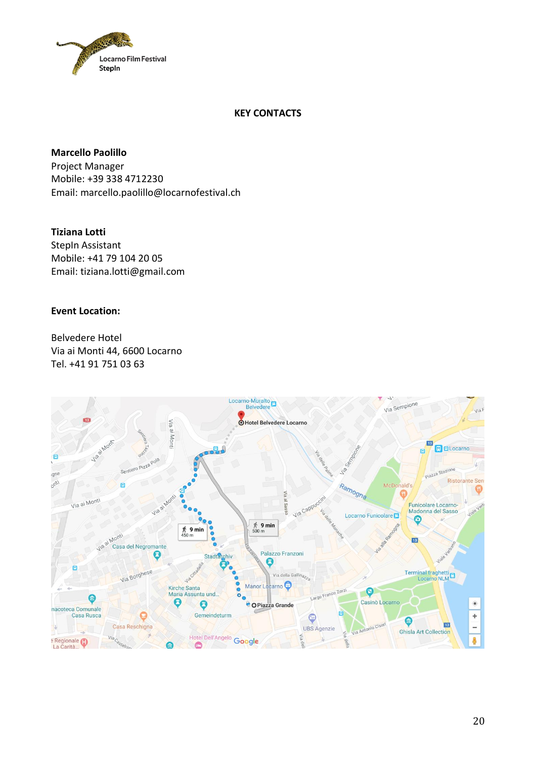Locarno Film Festival
StepIn

## KEY CONTACTS

**Marcello Paolillo**
Project Manager
Mobile: +39 338 4712230
Email: marcello.paolillo@locarnofestival.ch

**Tiziana Lotti**
StepIn Assistant
Mobile: +41 79 104 20 05
Email: tiziana.lotti@gmail.com

**Event Location:**

Belvedere Hotel
Via ai Monti 44, 6600 Locarno
Tel. +41 91 751 03 63